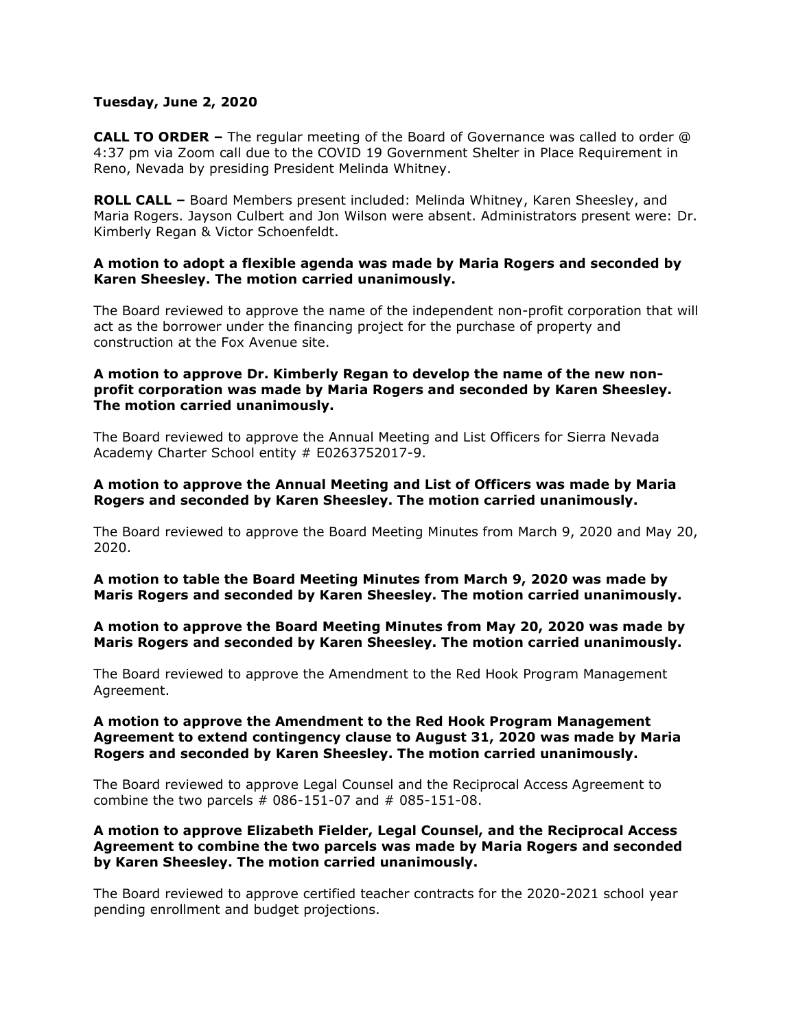**Tuesday, June 2, 2020**

**CALL TO ORDER –** The regular meeting of the Board of Governance was called to order @ 4:37 pm via Zoom call due to the COVID 19 Government Shelter in Place Requirement in Reno, Nevada by presiding President Melinda Whitney.

**ROLL CALL –** Board Members present included: Melinda Whitney, Karen Sheesley, and Maria Rogers. Jayson Culbert and Jon Wilson were absent. Administrators present were: Dr. Kimberly Regan & Victor Schoenfeldt.

**A motion to adopt a flexible agenda was made by Maria Rogers and seconded by Karen Sheesley. The motion carried unanimously.**

The Board reviewed to approve the name of the independent non-profit corporation that will act as the borrower under the financing project for the purchase of property and construction at the Fox Avenue site.

**A motion to approve Dr. Kimberly Regan to develop the name of the new non-profit corporation was made by Maria Rogers and seconded by Karen Sheesley. The motion carried unanimously.**

The Board reviewed to approve the Annual Meeting and List Officers for Sierra Nevada Academy Charter School entity # E0263752017-9.

**A motion to approve the Annual Meeting and List of Officers was made by Maria Rogers and seconded by Karen Sheesley. The motion carried unanimously.**

The Board reviewed to approve the Board Meeting Minutes from March 9, 2020 and May 20, 2020.

**A motion to table the Board Meeting Minutes from March 9, 2020 was made by Maris Rogers and seconded by Karen Sheesley. The motion carried unanimously.**

**A motion to approve the Board Meeting Minutes from May 20, 2020 was made by Maris Rogers and seconded by Karen Sheesley. The motion carried unanimously.**

The Board reviewed to approve the Amendment to the Red Hook Program Management Agreement.

**A motion to approve the Amendment to the Red Hook Program Management Agreement to extend contingency clause to August 31, 2020 was made by Maria Rogers and seconded by Karen Sheesley. The motion carried unanimously.**

The Board reviewed to approve Legal Counsel and the Reciprocal Access Agreement to combine the two parcels # 086-151-07 and # 085-151-08.

**A motion to approve Elizabeth Fielder, Legal Counsel, and the Reciprocal Access Agreement to combine the two parcels was made by Maria Rogers and seconded by Karen Sheesley. The motion carried unanimously.**

The Board reviewed to approve certified teacher contracts for the 2020-2021 school year pending enrollment and budget projections.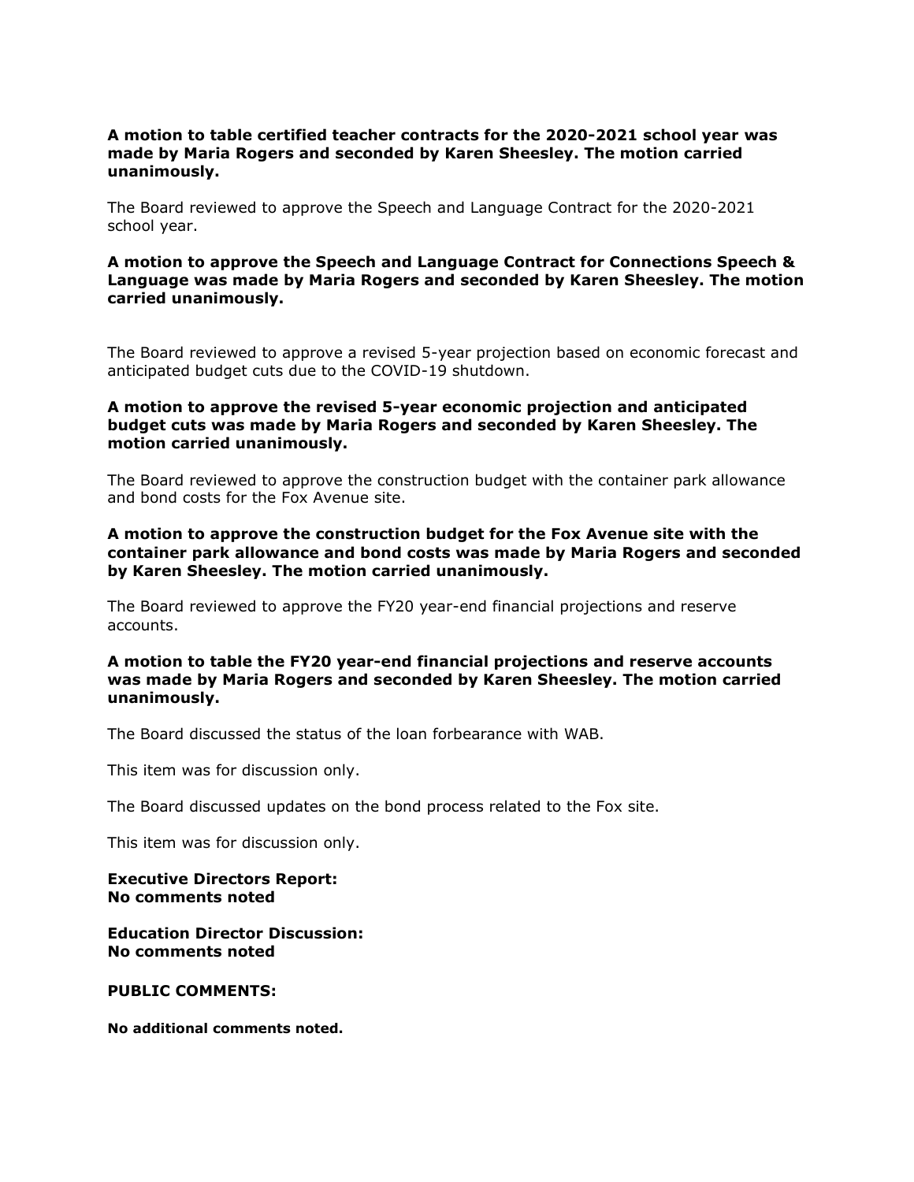**A motion to table certified teacher contracts for the 2020-2021 school year was made by Maria Rogers and seconded by Karen Sheesley. The motion carried unanimously.**

The Board reviewed to approve the Speech and Language Contract for the 2020-2021 school year.

**A motion to approve the Speech and Language Contract for Connections Speech & Language was made by Maria Rogers and seconded by Karen Sheesley. The motion carried unanimously.**

The Board reviewed to approve a revised 5-year projection based on economic forecast and anticipated budget cuts due to the COVID-19 shutdown.

**A motion to approve the revised 5-year economic projection and anticipated budget cuts was made by Maria Rogers and seconded by Karen Sheesley. The motion carried unanimously.**

The Board reviewed to approve the construction budget with the container park allowance and bond costs for the Fox Avenue site.

**A motion to approve the construction budget for the Fox Avenue site with the container park allowance and bond costs was made by Maria Rogers and seconded by Karen Sheesley. The motion carried unanimously.**

The Board reviewed to approve the FY20 year-end financial projections and reserve accounts.

**A motion to table the FY20 year-end financial projections and reserve accounts was made by Maria Rogers and seconded by Karen Sheesley. The motion carried unanimously.**

The Board discussed the status of the loan forbearance with WAB.

This item was for discussion only.

The Board discussed updates on the bond process related to the Fox site.

This item was for discussion only.

**Executive Directors Report:**
**No comments noted**

**Education Director Discussion:**
**No comments noted**

**PUBLIC COMMENTS:**

**No additional comments noted.**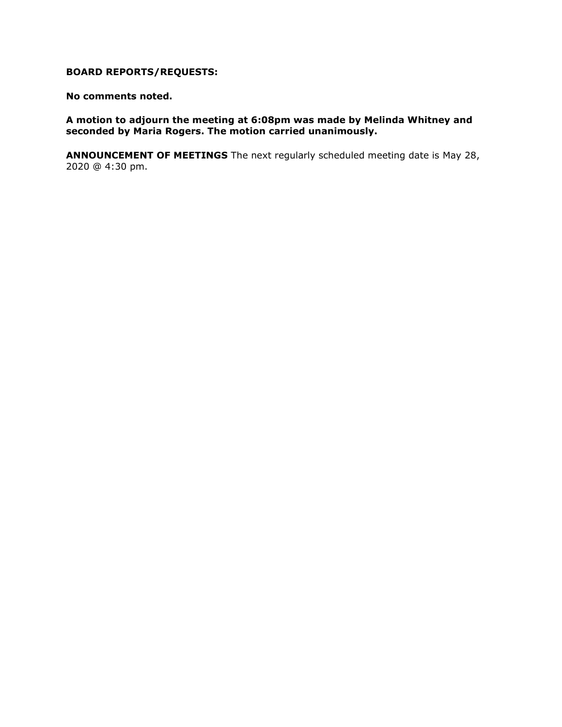**BOARD REPORTS/REQUESTS:**

**No comments noted.**

**A motion to adjourn the meeting at 6:08pm was made by Melinda Whitney and seconded by Maria Rogers. The motion carried unanimously.**

**ANNOUNCEMENT OF MEETINGS** The next regularly scheduled meeting date is May 28, 2020 @ 4:30 pm.